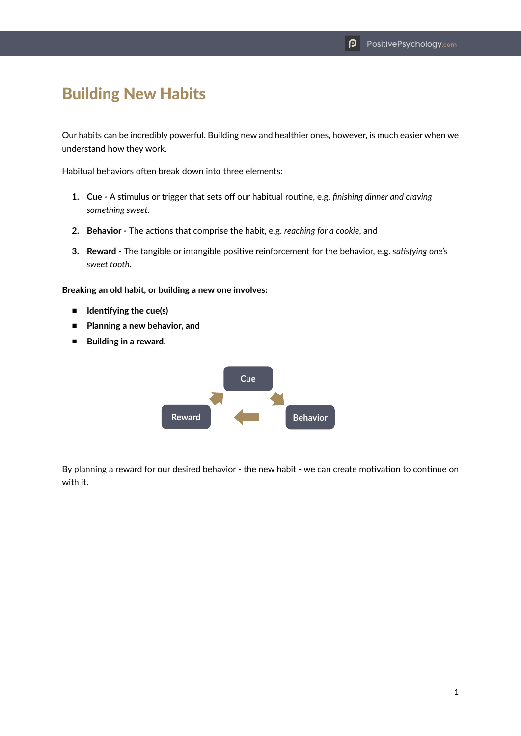# Building New Habits

Our habits can be incredibly powerful. Building new and healthier ones, however, is much easier when we understand how they work.

Habitual behaviors often break down into three elements:

1. **Cue -** A stimulus or trigger that sets off our habitual routine, e.g. *finishing dinner and craving something sweet.*
2. **Behavior -** The actions that comprise the habit, e.g. *reaching for a cookie*, and
3. **Reward -** The tangible or intangible positive reinforcement for the behavior, e.g. *satisfying one's sweet tooth.*

**Breaking an old habit, or building a new one involves:**

- **Identifying the cue(s)**
- **Planning a new behavior, and**
- **Building in a reward.**

Cue

Reward

Behavior

By planning a reward for our desired behavior - the new habit - we can create motivation to continue on with it.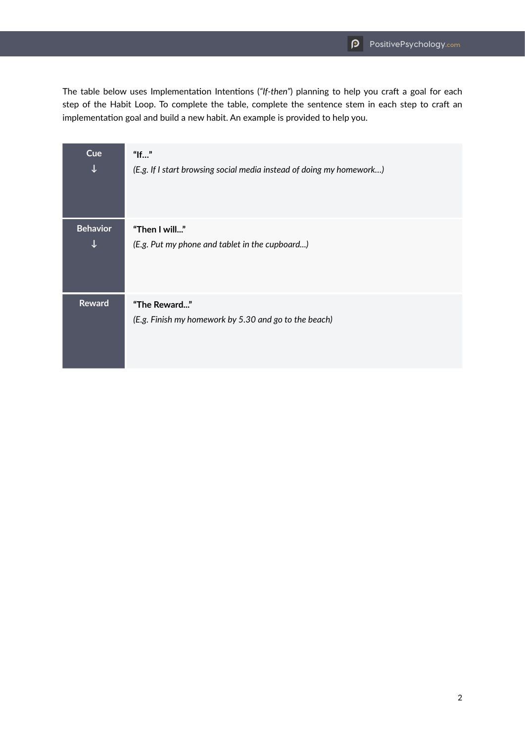The table below uses Implementation Intentions (*"If-then"*) planning to help you craft a goal for each step of the Habit Loop. To complete the table, complete the sentence stem in each step to craft an implementation goal and build a new habit. An example is provided to help you.

| | |
|---|---|
| **Cue** ↓ | **"If…"** *(E.g. If I start browsing social media instead of doing my homework…)* |
| **Behavior** ↓ | **"Then I will..."** *(E.g. Put my phone and tablet in the cupboard...)* |
| **Reward** | **"The Reward..."** *(E.g. Finish my homework by 5.30 and go to the beach)* |